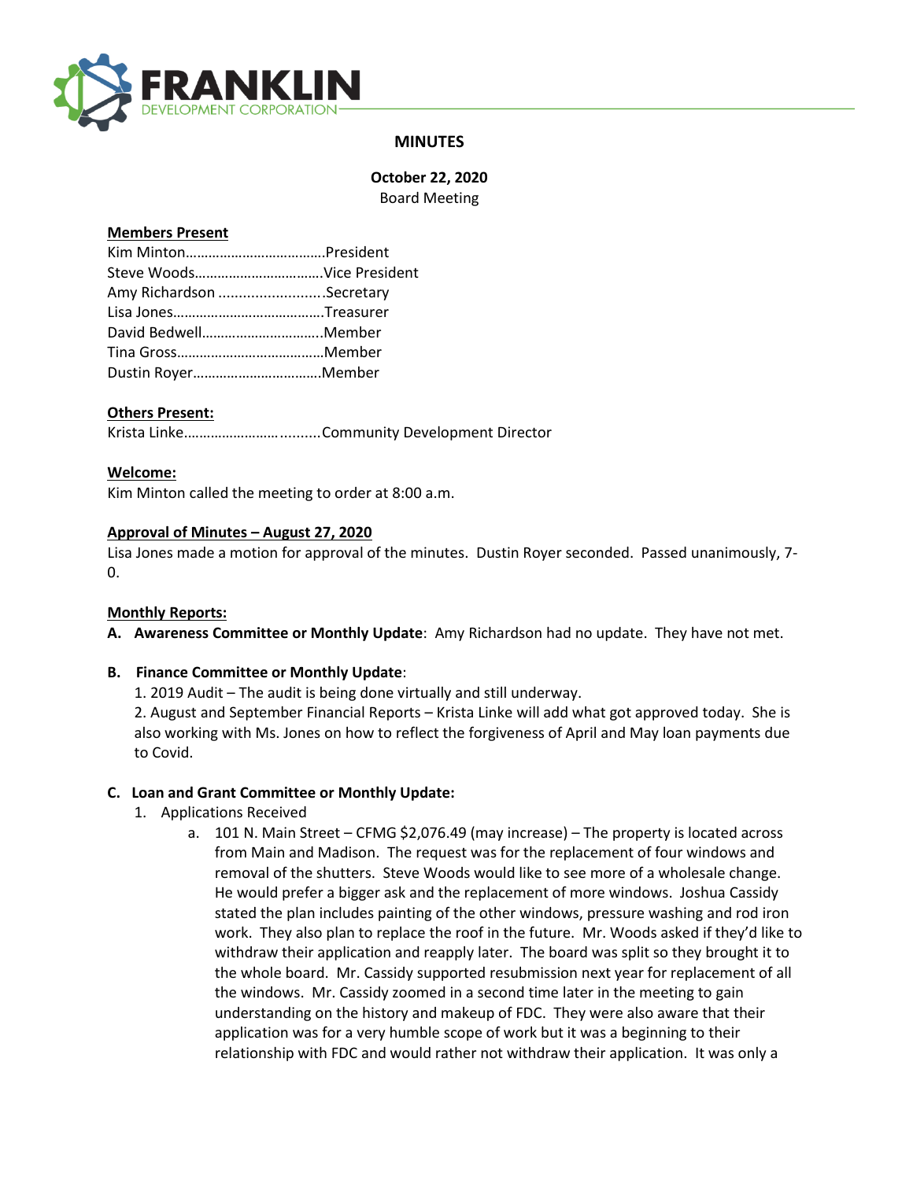**FRANKLIN**
DEVELOPMENT CORPORATION

# MINUTES

**October 22, 2020**
Board Meeting

**Members Present**

Kim Minton……………………………….President
Steve Woods…………………………….Vice President
Amy Richardson ..........................Secretary
Lisa Jones………………………………….Treasurer
David Bedwell…………………………..Member
Tina Gross…………………………………Member
Dustin Royer…………………………….Member

**Others Present:**

Krista Linke…………………….........Community Development Director

**Welcome:**

Kim Minton called the meeting to order at 8:00 a.m.

**Approval of Minutes – August 27, 2020**

Lisa Jones made a motion for approval of the minutes. Dustin Royer seconded. Passed unanimously, 7-0.

**Monthly Reports:**

**A. Awareness Committee or Monthly Update**: Amy Richardson had no update. They have not met.

**B. Finance Committee or Monthly Update**:

1. 2019 Audit – The audit is being done virtually and still underway.
2. August and September Financial Reports – Krista Linke will add what got approved today. She is also working with Ms. Jones on how to reflect the forgiveness of April and May loan payments due to Covid.

**C. Loan and Grant Committee or Monthly Update:**

1. Applications Received
   a. 101 N. Main Street – CFMG $2,076.49 (may increase) – The property is located across from Main and Madison. The request was for the replacement of four windows and removal of the shutters. Steve Woods would like to see more of a wholesale change. He would prefer a bigger ask and the replacement of more windows. Joshua Cassidy stated the plan includes painting of the other windows, pressure washing and rod iron work. They also plan to replace the roof in the future. Mr. Woods asked if they'd like to withdraw their application and reapply later. The board was split so they brought it to the whole board. Mr. Cassidy supported resubmission next year for replacement of all the windows. Mr. Cassidy zoomed in a second time later in the meeting to gain understanding on the history and makeup of FDC. They were also aware that their application was for a very humble scope of work but it was a beginning to their relationship with FDC and would rather not withdraw their application. It was only a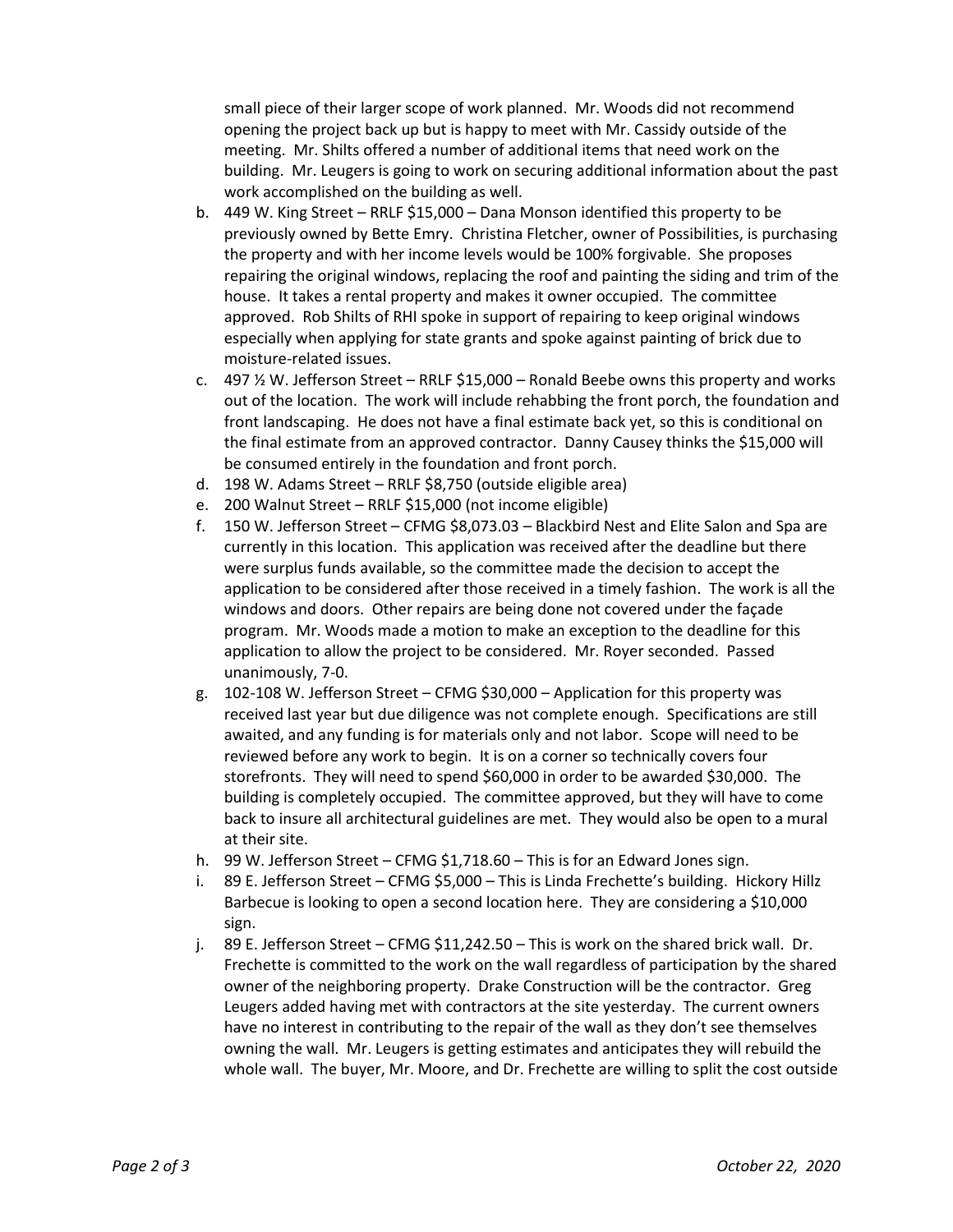small piece of their larger scope of work planned. Mr. Woods did not recommend opening the project back up but is happy to meet with Mr. Cassidy outside of the meeting. Mr. Shilts offered a number of additional items that need work on the building. Mr. Leugers is going to work on securing additional information about the past work accomplished on the building as well.

b. 449 W. King Street – RRLF $15,000 – Dana Monson identified this property to be previously owned by Bette Emry. Christina Fletcher, owner of Possibilities, is purchasing the property and with her income levels would be 100% forgivable. She proposes repairing the original windows, replacing the roof and painting the siding and trim of the house. It takes a rental property and makes it owner occupied. The committee approved. Rob Shilts of RHI spoke in support of repairing to keep original windows especially when applying for state grants and spoke against painting of brick due to moisture-related issues.

c. 497 ½ W. Jefferson Street – RRLF $15,000 – Ronald Beebe owns this property and works out of the location. The work will include rehabbing the front porch, the foundation and front landscaping. He does not have a final estimate back yet, so this is conditional on the final estimate from an approved contractor. Danny Causey thinks the $15,000 will be consumed entirely in the foundation and front porch.

d. 198 W. Adams Street – RRLF $8,750 (outside eligible area)

e. 200 Walnut Street – RRLF $15,000 (not income eligible)

f. 150 W. Jefferson Street – CFMG $8,073.03 – Blackbird Nest and Elite Salon and Spa are currently in this location. This application was received after the deadline but there were surplus funds available, so the committee made the decision to accept the application to be considered after those received in a timely fashion. The work is all the windows and doors. Other repairs are being done not covered under the façade program. Mr. Woods made a motion to make an exception to the deadline for this application to allow the project to be considered. Mr. Royer seconded. Passed unanimously, 7-0.

g. 102-108 W. Jefferson Street – CFMG $30,000 – Application for this property was received last year but due diligence was not complete enough. Specifications are still awaited, and any funding is for materials only and not labor. Scope will need to be reviewed before any work to begin. It is on a corner so technically covers four storefronts. They will need to spend $60,000 in order to be awarded $30,000. The building is completely occupied. The committee approved, but they will have to come back to insure all architectural guidelines are met. They would also be open to a mural at their site.

h. 99 W. Jefferson Street – CFMG $1,718.60 – This is for an Edward Jones sign.

i. 89 E. Jefferson Street – CFMG $5,000 – This is Linda Frechette's building. Hickory Hillz Barbecue is looking to open a second location here. They are considering a $10,000 sign.

j. 89 E. Jefferson Street – CFMG $11,242.50 – This is work on the shared brick wall. Dr. Frechette is committed to the work on the wall regardless of participation by the shared owner of the neighboring property. Drake Construction will be the contractor. Greg Leugers added having met with contractors at the site yesterday. The current owners have no interest in contributing to the repair of the wall as they don't see themselves owning the wall. Mr. Leugers is getting estimates and anticipates they will rebuild the whole wall. The buyer, Mr. Moore, and Dr. Frechette are willing to split the cost outside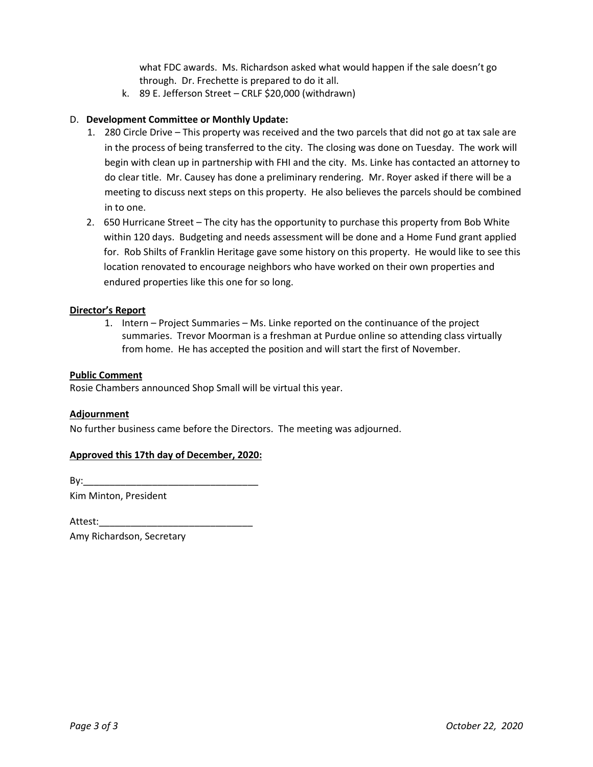what FDC awards. Ms. Richardson asked what would happen if the sale doesn't go through. Dr. Frechette is prepared to do it all.

k. 89 E. Jefferson Street – CRLF $20,000 (withdrawn)

D. **Development Committee or Monthly Update:**

1. 280 Circle Drive – This property was received and the two parcels that did not go at tax sale are in the process of being transferred to the city. The closing was done on Tuesday. The work will begin with clean up in partnership with FHI and the city. Ms. Linke has contacted an attorney to do clear title. Mr. Causey has done a preliminary rendering. Mr. Royer asked if there will be a meeting to discuss next steps on this property. He also believes the parcels should be combined in to one.
2. 650 Hurricane Street – The city has the opportunity to purchase this property from Bob White within 120 days. Budgeting and needs assessment will be done and a Home Fund grant applied for. Rob Shilts of Franklin Heritage gave some history on this property. He would like to see this location renovated to encourage neighbors who have worked on their own properties and endured properties like this one for so long.

**Director's Report**

1. Intern – Project Summaries – Ms. Linke reported on the continuance of the project summaries. Trevor Moorman is a freshman at Purdue online so attending class virtually from home. He has accepted the position and will start the first of November.

**Public Comment**

Rosie Chambers announced Shop Small will be virtual this year.

**Adjournment**

No further business came before the Directors. The meeting was adjourned.

**Approved this 17th day of December, 2020:**

By:_________________________________

Kim Minton, President

Attest:_____________________________

Amy Richardson, Secretary